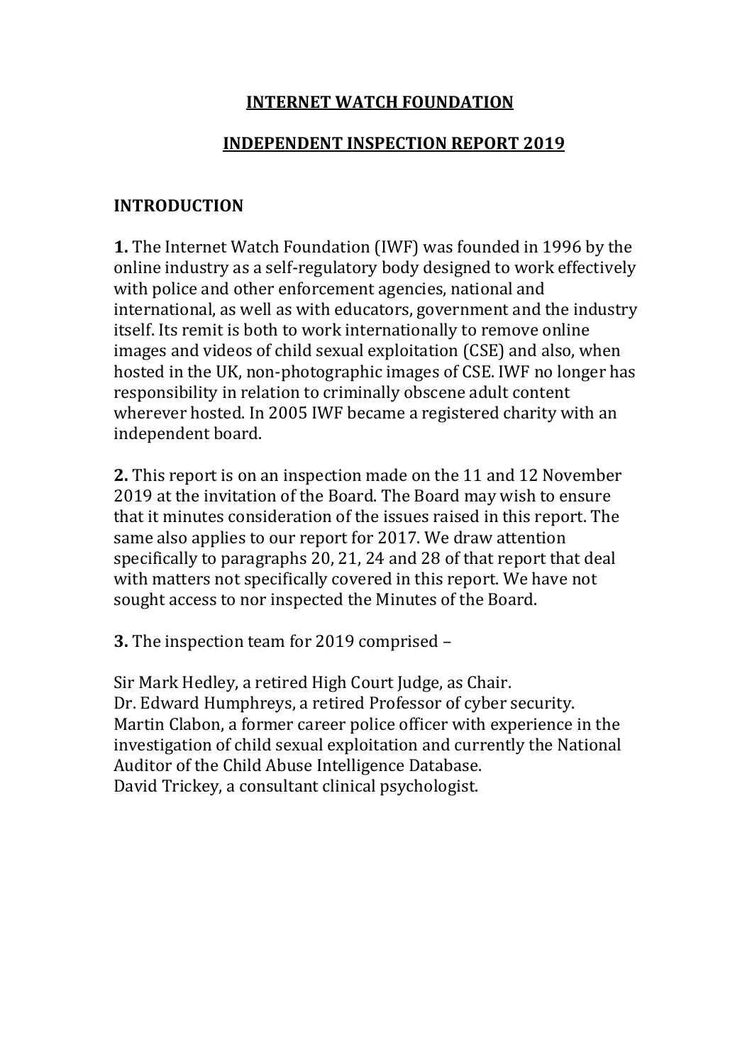# INTERNET WATCH FOUNDATION

## INDEPENDENT INSPECTION REPORT 2019

### INTRODUCTION

**1.** The Internet Watch Foundation (IWF) was founded in 1996 by the online industry as a self-regulatory body designed to work effectively with police and other enforcement agencies, national and international, as well as with educators, government and the industry itself. Its remit is both to work internationally to remove online images and videos of child sexual exploitation (CSE) and also, when hosted in the UK, non-photographic images of CSE. IWF no longer has responsibility in relation to criminally obscene adult content wherever hosted. In 2005 IWF became a registered charity with an independent board.

**2.** This report is on an inspection made on the 11 and 12 November 2019 at the invitation of the Board. The Board may wish to ensure that it minutes consideration of the issues raised in this report. The same also applies to our report for 2017. We draw attention specifically to paragraphs 20, 21, 24 and 28 of that report that deal with matters not specifically covered in this report. We have not sought access to nor inspected the Minutes of the Board.

**3.** The inspection team for 2019 comprised –

Sir Mark Hedley, a retired High Court Judge, as Chair.
Dr. Edward Humphreys, a retired Professor of cyber security.
Martin Clabon, a former career police officer with experience in the investigation of child sexual exploitation and currently the National Auditor of the Child Abuse Intelligence Database.
David Trickey, a consultant clinical psychologist.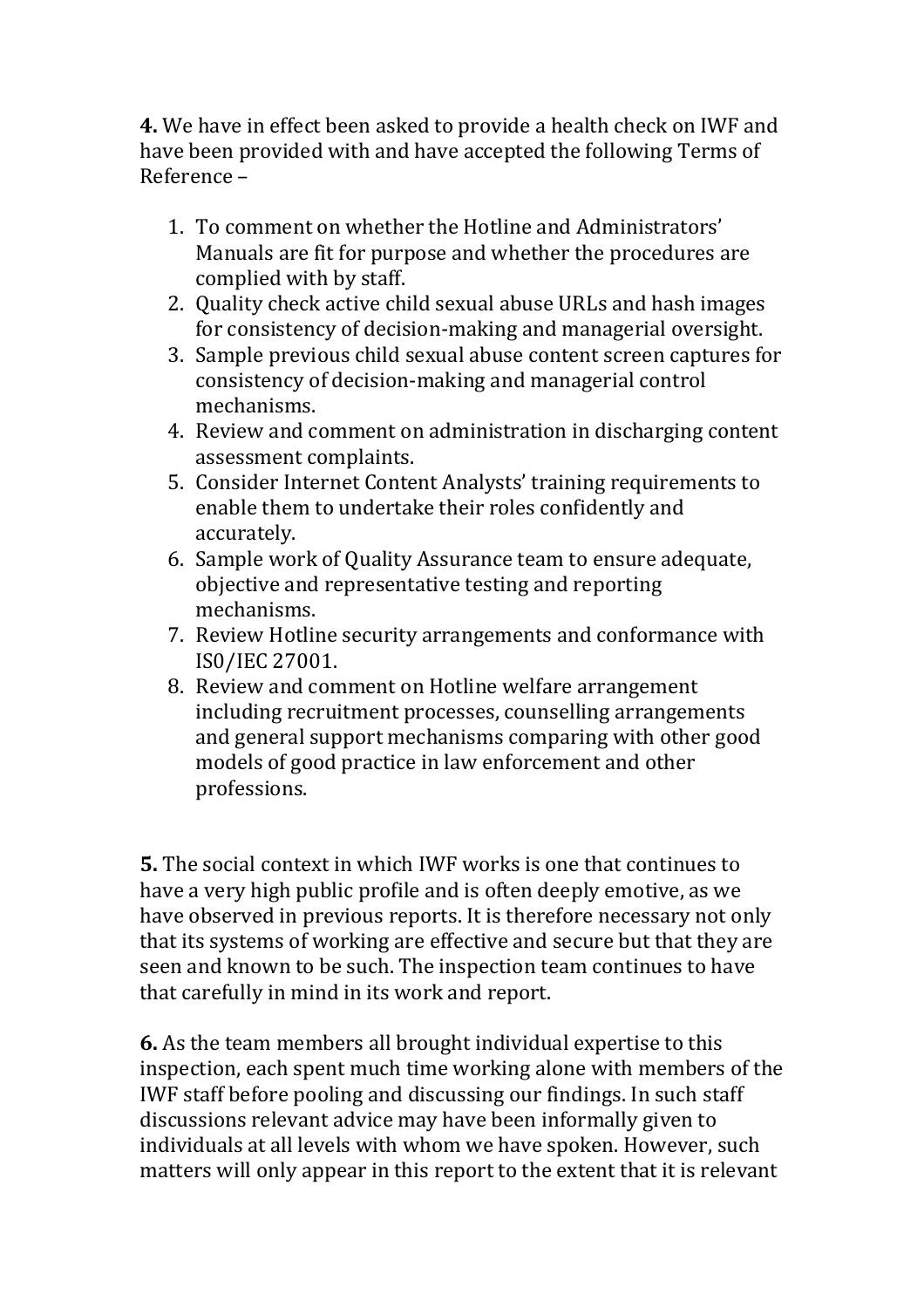**4.** We have in effect been asked to provide a health check on IWF and have been provided with and have accepted the following Terms of Reference –

1. To comment on whether the Hotline and Administrators' Manuals are fit for purpose and whether the procedures are complied with by staff.
2. Quality check active child sexual abuse URLs and hash images for consistency of decision-making and managerial oversight.
3. Sample previous child sexual abuse content screen captures for consistency of decision-making and managerial control mechanisms.
4. Review and comment on administration in discharging content assessment complaints.
5. Consider Internet Content Analysts' training requirements to enable them to undertake their roles confidently and accurately.
6. Sample work of Quality Assurance team to ensure adequate, objective and representative testing and reporting mechanisms.
7. Review Hotline security arrangements and conformance with IS0/IEC 27001.
8. Review and comment on Hotline welfare arrangement including recruitment processes, counselling arrangements and general support mechanisms comparing with other good models of good practice in law enforcement and other professions.

**5.** The social context in which IWF works is one that continues to have a very high public profile and is often deeply emotive, as we have observed in previous reports. It is therefore necessary not only that its systems of working are effective and secure but that they are seen and known to be such. The inspection team continues to have that carefully in mind in its work and report.

**6.** As the team members all brought individual expertise to this inspection, each spent much time working alone with members of the IWF staff before pooling and discussing our findings. In such staff discussions relevant advice may have been informally given to individuals at all levels with whom we have spoken. However, such matters will only appear in this report to the extent that it is relevant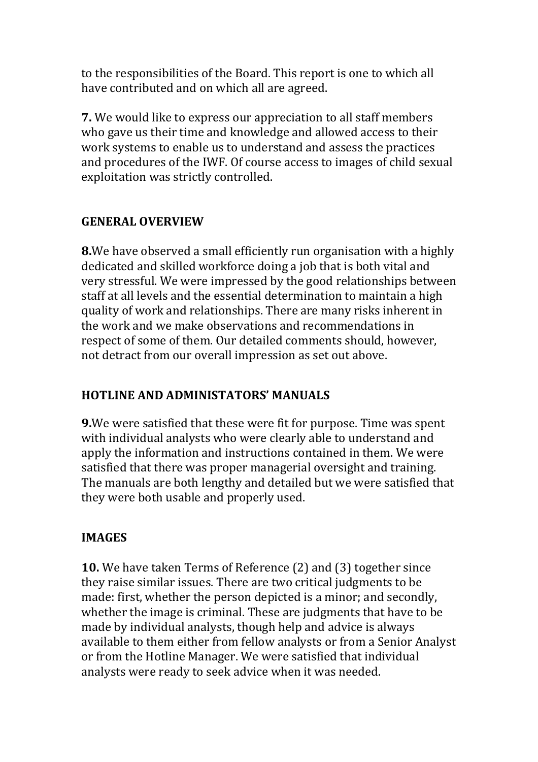to the responsibilities of the Board. This report is one to which all have contributed and on which all are agreed.

**7.** We would like to express our appreciation to all staff members who gave us their time and knowledge and allowed access to their work systems to enable us to understand and assess the practices and procedures of the IWF. Of course access to images of child sexual exploitation was strictly controlled.

## GENERAL OVERVIEW

**8.**We have observed a small efficiently run organisation with a highly dedicated and skilled workforce doing a job that is both vital and very stressful. We were impressed by the good relationships between staff at all levels and the essential determination to maintain a high quality of work and relationships. There are many risks inherent in the work and we make observations and recommendations in respect of some of them. Our detailed comments should, however, not detract from our overall impression as set out above.

## HOTLINE AND ADMINISTATORS' MANUALS

**9.**We were satisfied that these were fit for purpose. Time was spent with individual analysts who were clearly able to understand and apply the information and instructions contained in them. We were satisfied that there was proper managerial oversight and training. The manuals are both lengthy and detailed but we were satisfied that they were both usable and properly used.

## IMAGES

**10.** We have taken Terms of Reference (2) and (3) together since they raise similar issues. There are two critical judgments to be made: first, whether the person depicted is a minor; and secondly, whether the image is criminal. These are judgments that have to be made by individual analysts, though help and advice is always available to them either from fellow analysts or from a Senior Analyst or from the Hotline Manager. We were satisfied that individual analysts were ready to seek advice when it was needed.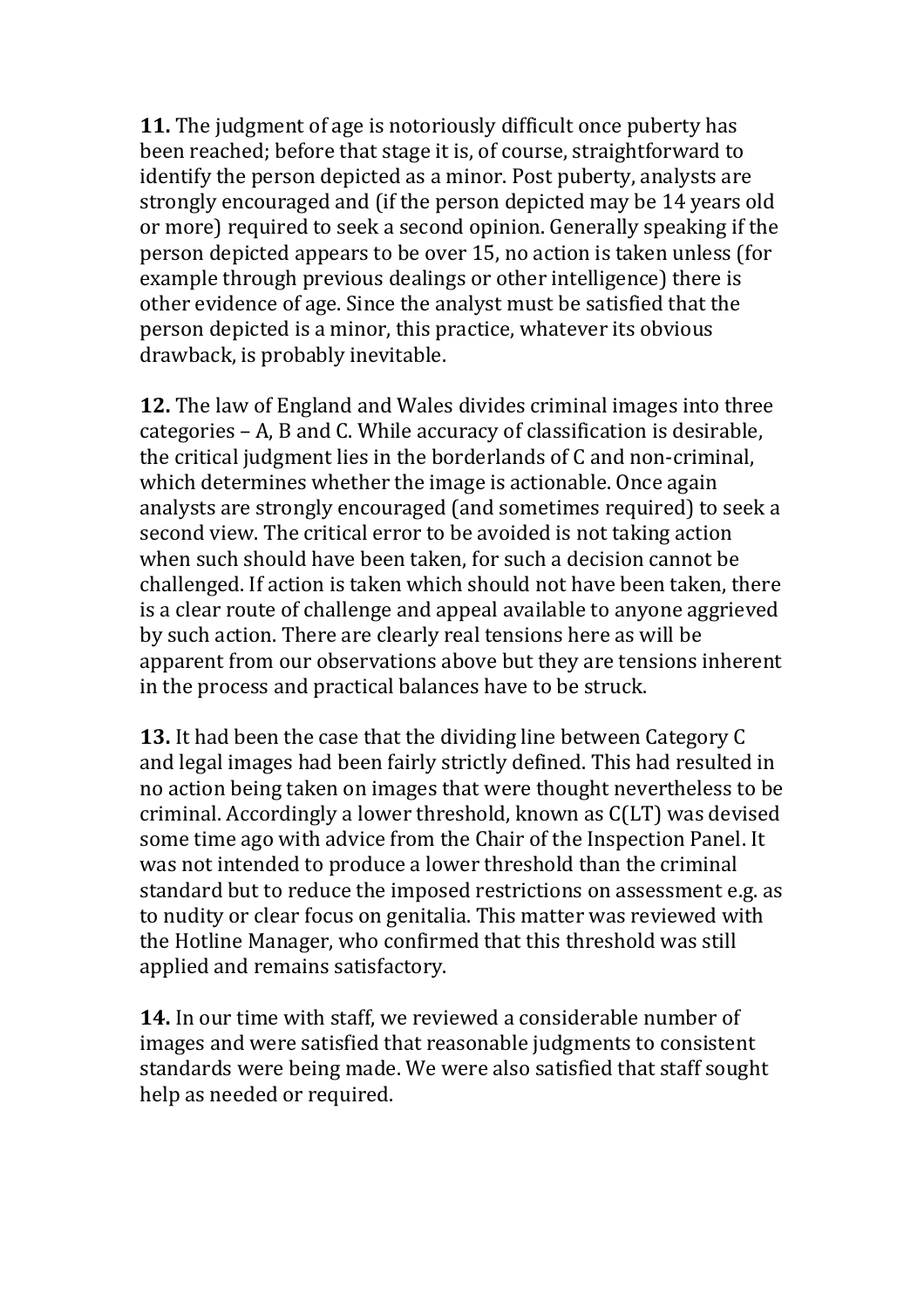**11.** The judgment of age is notoriously difficult once puberty has been reached; before that stage it is, of course, straightforward to identify the person depicted as a minor. Post puberty, analysts are strongly encouraged and (if the person depicted may be 14 years old or more) required to seek a second opinion. Generally speaking if the person depicted appears to be over 15, no action is taken unless (for example through previous dealings or other intelligence) there is other evidence of age. Since the analyst must be satisfied that the person depicted is a minor, this practice, whatever its obvious drawback, is probably inevitable.

**12.** The law of England and Wales divides criminal images into three categories – A, B and C. While accuracy of classification is desirable, the critical judgment lies in the borderlands of C and non-criminal, which determines whether the image is actionable. Once again analysts are strongly encouraged (and sometimes required) to seek a second view. The critical error to be avoided is not taking action when such should have been taken, for such a decision cannot be challenged. If action is taken which should not have been taken, there is a clear route of challenge and appeal available to anyone aggrieved by such action. There are clearly real tensions here as will be apparent from our observations above but they are tensions inherent in the process and practical balances have to be struck.

**13.** It had been the case that the dividing line between Category C and legal images had been fairly strictly defined. This had resulted in no action being taken on images that were thought nevertheless to be criminal. Accordingly a lower threshold, known as C(LT) was devised some time ago with advice from the Chair of the Inspection Panel. It was not intended to produce a lower threshold than the criminal standard but to reduce the imposed restrictions on assessment e.g. as to nudity or clear focus on genitalia. This matter was reviewed with the Hotline Manager, who confirmed that this threshold was still applied and remains satisfactory.

**14.** In our time with staff, we reviewed a considerable number of images and were satisfied that reasonable judgments to consistent standards were being made. We were also satisfied that staff sought help as needed or required.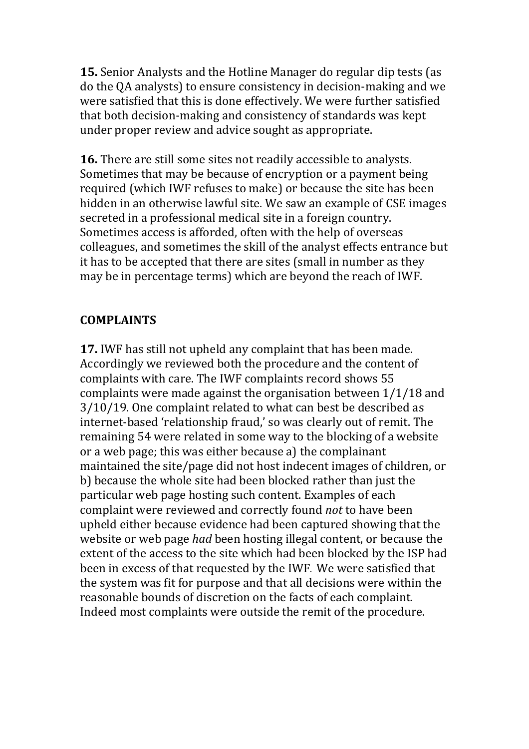**15.** Senior Analysts and the Hotline Manager do regular dip tests (as do the QA analysts) to ensure consistency in decision-making and we were satisfied that this is done effectively. We were further satisfied that both decision-making and consistency of standards was kept under proper review and advice sought as appropriate.

**16.** There are still some sites not readily accessible to analysts. Sometimes that may be because of encryption or a payment being required (which IWF refuses to make) or because the site has been hidden in an otherwise lawful site. We saw an example of CSE images secreted in a professional medical site in a foreign country. Sometimes access is afforded, often with the help of overseas colleagues, and sometimes the skill of the analyst effects entrance but it has to be accepted that there are sites (small in number as they may be in percentage terms) which are beyond the reach of IWF.

## COMPLAINTS

**17.** IWF has still not upheld any complaint that has been made. Accordingly we reviewed both the procedure and the content of complaints with care. The IWF complaints record shows 55 complaints were made against the organisation between 1/1/18 and 3/10/19. One complaint related to what can best be described as internet-based 'relationship fraud,' so was clearly out of remit. The remaining 54 were related in some way to the blocking of a website or a web page; this was either because a) the complainant maintained the site/page did not host indecent images of children, or b) because the whole site had been blocked rather than just the particular web page hosting such content. Examples of each complaint were reviewed and correctly found *not* to have been upheld either because evidence had been captured showing that the website or web page *had* been hosting illegal content, or because the extent of the access to the site which had been blocked by the ISP had been in excess of that requested by the IWF. We were satisfied that the system was fit for purpose and that all decisions were within the reasonable bounds of discretion on the facts of each complaint. Indeed most complaints were outside the remit of the procedure.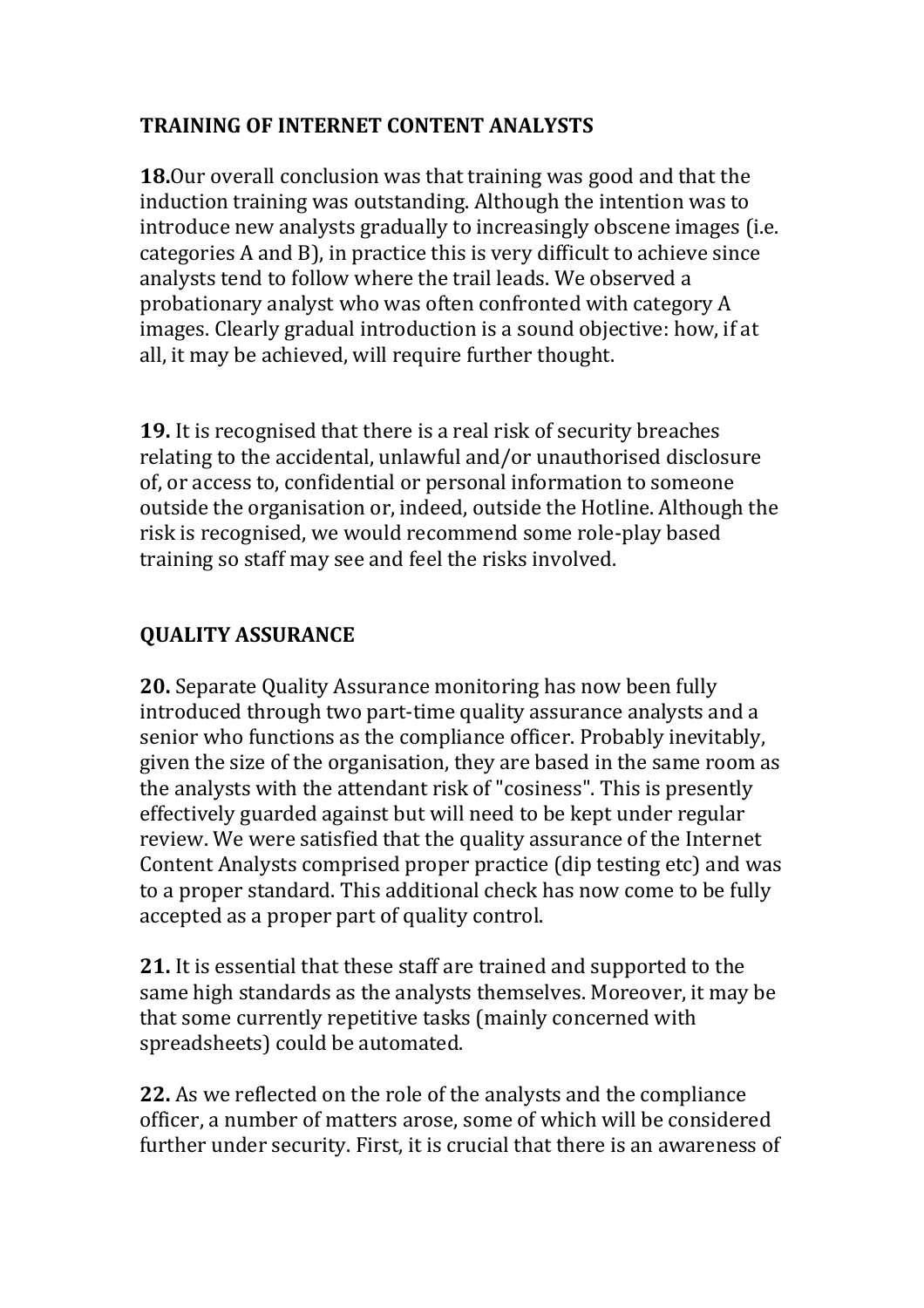## TRAINING OF INTERNET CONTENT ANALYSTS

**18.** Our overall conclusion was that training was good and that the induction training was outstanding. Although the intention was to introduce new analysts gradually to increasingly obscene images (i.e. categories A and B), in practice this is very difficult to achieve since analysts tend to follow where the trail leads. We observed a probationary analyst who was often confronted with category A images. Clearly gradual introduction is a sound objective: how, if at all, it may be achieved, will require further thought.

**19.** It is recognised that there is a real risk of security breaches relating to the accidental, unlawful and/or unauthorised disclosure of, or access to, confidential or personal information to someone outside the organisation or, indeed, outside the Hotline. Although the risk is recognised, we would recommend some role-play based training so staff may see and feel the risks involved.

## QUALITY ASSURANCE

**20.** Separate Quality Assurance monitoring has now been fully introduced through two part-time quality assurance analysts and a senior who functions as the compliance officer. Probably inevitably, given the size of the organisation, they are based in the same room as the analysts with the attendant risk of "cosiness". This is presently effectively guarded against but will need to be kept under regular review. We were satisfied that the quality assurance of the Internet Content Analysts comprised proper practice (dip testing etc) and was to a proper standard. This additional check has now come to be fully accepted as a proper part of quality control.

**21.** It is essential that these staff are trained and supported to the same high standards as the analysts themselves. Moreover, it may be that some currently repetitive tasks (mainly concerned with spreadsheets) could be automated.

**22.** As we reflected on the role of the analysts and the compliance officer, a number of matters arose, some of which will be considered further under security. First, it is crucial that there is an awareness of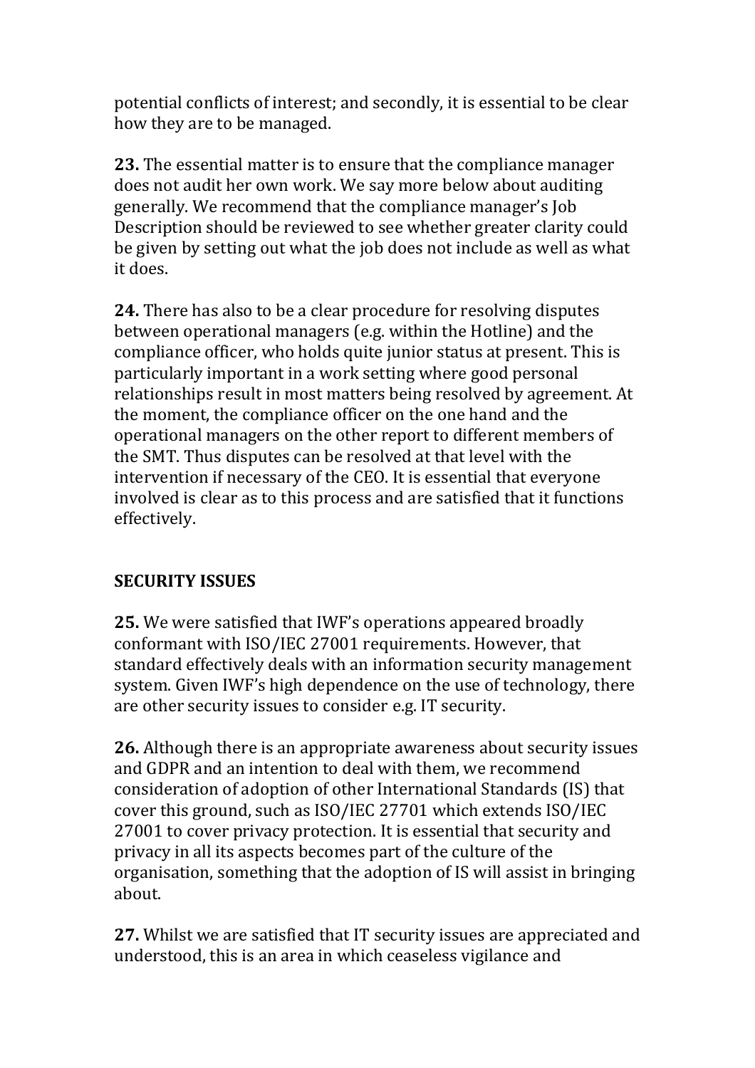potential conflicts of interest; and secondly, it is essential to be clear how they are to be managed.

**23.** The essential matter is to ensure that the compliance manager does not audit her own work. We say more below about auditing generally. We recommend that the compliance manager's Job Description should be reviewed to see whether greater clarity could be given by setting out what the job does not include as well as what it does.

**24.** There has also to be a clear procedure for resolving disputes between operational managers (e.g. within the Hotline) and the compliance officer, who holds quite junior status at present. This is particularly important in a work setting where good personal relationships result in most matters being resolved by agreement. At the moment, the compliance officer on the one hand and the operational managers on the other report to different members of the SMT. Thus disputes can be resolved at that level with the intervention if necessary of the CEO. It is essential that everyone involved is clear as to this process and are satisfied that it functions effectively.

## SECURITY ISSUES

**25.** We were satisfied that IWF's operations appeared broadly conformant with ISO/IEC 27001 requirements. However, that standard effectively deals with an information security management system. Given IWF's high dependence on the use of technology, there are other security issues to consider e.g. IT security.

**26.** Although there is an appropriate awareness about security issues and GDPR and an intention to deal with them, we recommend consideration of adoption of other International Standards (IS) that cover this ground, such as ISO/IEC 27701 which extends ISO/IEC 27001 to cover privacy protection. It is essential that security and privacy in all its aspects becomes part of the culture of the organisation, something that the adoption of IS will assist in bringing about.

**27.** Whilst we are satisfied that IT security issues are appreciated and understood, this is an area in which ceaseless vigilance and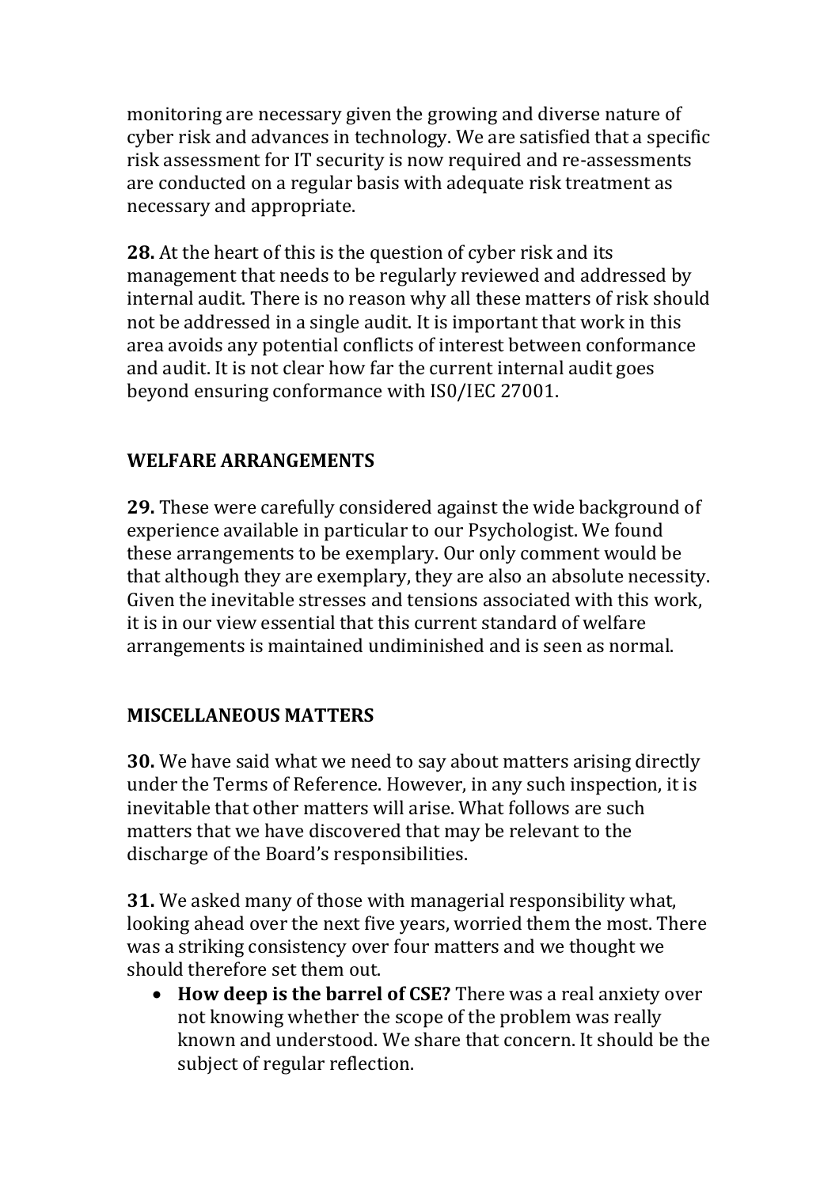monitoring are necessary given the growing and diverse nature of cyber risk and advances in technology. We are satisfied that a specific risk assessment for IT security is now required and re-assessments are conducted on a regular basis with adequate risk treatment as necessary and appropriate.

**28.** At the heart of this is the question of cyber risk and its management that needs to be regularly reviewed and addressed by internal audit. There is no reason why all these matters of risk should not be addressed in a single audit. It is important that work in this area avoids any potential conflicts of interest between conformance and audit. It is not clear how far the current internal audit goes beyond ensuring conformance with IS0/IEC 27001.

## WELFARE ARRANGEMENTS

**29.** These were carefully considered against the wide background of experience available in particular to our Psychologist. We found these arrangements to be exemplary. Our only comment would be that although they are exemplary, they are also an absolute necessity. Given the inevitable stresses and tensions associated with this work, it is in our view essential that this current standard of welfare arrangements is maintained undiminished and is seen as normal.

## MISCELLANEOUS MATTERS

**30.** We have said what we need to say about matters arising directly under the Terms of Reference. However, in any such inspection, it is inevitable that other matters will arise. What follows are such matters that we have discovered that may be relevant to the discharge of the Board's responsibilities.

**31.** We asked many of those with managerial responsibility what, looking ahead over the next five years, worried them the most. There was a striking consistency over four matters and we thought we should therefore set them out.

- **How deep is the barrel of CSE?** There was a real anxiety over not knowing whether the scope of the problem was really known and understood. We share that concern. It should be the subject of regular reflection.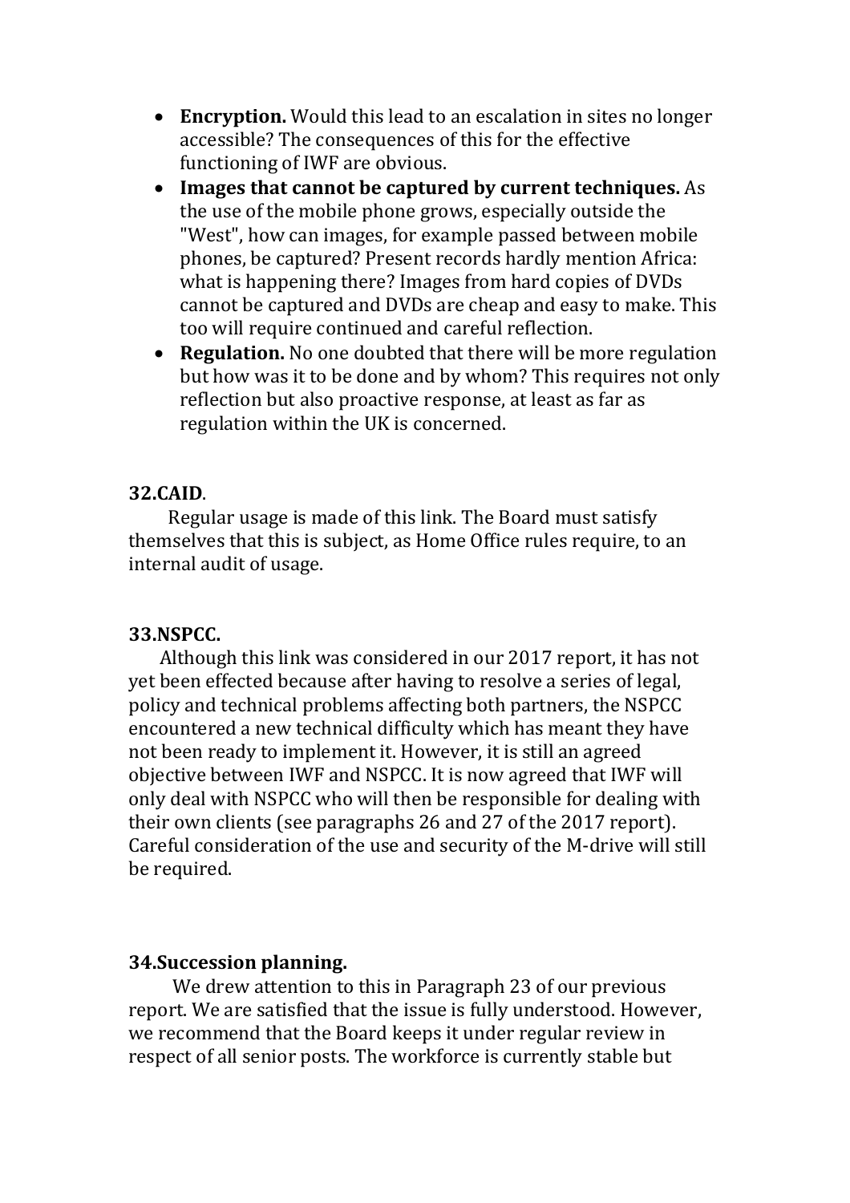- **Encryption.** Would this lead to an escalation in sites no longer accessible? The consequences of this for the effective functioning of IWF are obvious.
- **Images that cannot be captured by current techniques.** As the use of the mobile phone grows, especially outside the "West", how can images, for example passed between mobile phones, be captured? Present records hardly mention Africa: what is happening there? Images from hard copies of DVDs cannot be captured and DVDs are cheap and easy to make. This too will require continued and careful reflection.
- **Regulation.** No one doubted that there will be more regulation but how was it to be done and by whom? This requires not only reflection but also proactive response, at least as far as regulation within the UK is concerned.

**32.CAID**.

Regular usage is made of this link. The Board must satisfy themselves that this is subject, as Home Office rules require, to an internal audit of usage.

**33.NSPCC.**

Although this link was considered in our 2017 report, it has not yet been effected because after having to resolve a series of legal, policy and technical problems affecting both partners, the NSPCC encountered a new technical difficulty which has meant they have not been ready to implement it. However, it is still an agreed objective between IWF and NSPCC. It is now agreed that IWF will only deal with NSPCC who will then be responsible for dealing with their own clients (see paragraphs 26 and 27 of the 2017 report). Careful consideration of the use and security of the M-drive will still be required.

**34.Succession planning.**

We drew attention to this in Paragraph 23 of our previous report. We are satisfied that the issue is fully understood. However, we recommend that the Board keeps it under regular review in respect of all senior posts. The workforce is currently stable but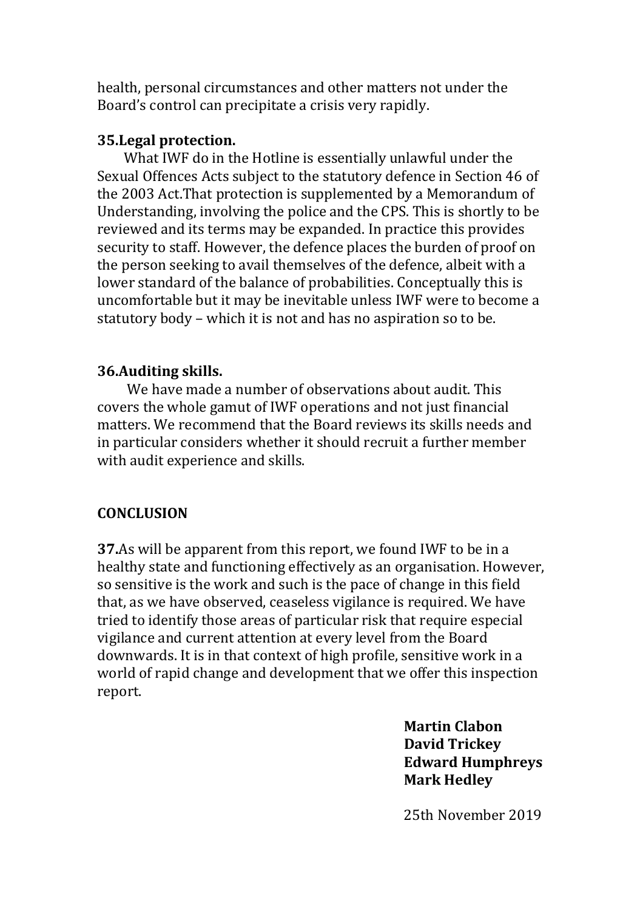health, personal circumstances and other matters not under the Board's control can precipitate a crisis very rapidly.

### 35.Legal protection.

What IWF do in the Hotline is essentially unlawful under the Sexual Offences Acts subject to the statutory defence in Section 46 of the 2003 Act.That protection is supplemented by a Memorandum of Understanding, involving the police and the CPS. This is shortly to be reviewed and its terms may be expanded. In practice this provides security to staff. However, the defence places the burden of proof on the person seeking to avail themselves of the defence, albeit with a lower standard of the balance of probabilities. Conceptually this is uncomfortable but it may be inevitable unless IWF were to become a statutory body – which it is not and has no aspiration so to be.

### 36.Auditing skills.

We have made a number of observations about audit. This covers the whole gamut of IWF operations and not just financial matters. We recommend that the Board reviews its skills needs and in particular considers whether it should recruit a further member with audit experience and skills.

## CONCLUSION

**37.**As will be apparent from this report, we found IWF to be in a healthy state and functioning effectively as an organisation. However, so sensitive is the work and such is the pace of change in this field that, as we have observed, ceaseless vigilance is required. We have tried to identify those areas of particular risk that require especial vigilance and current attention at every level from the Board downwards. It is in that context of high profile, sensitive work in a world of rapid change and development that we offer this inspection report.

**Martin Clabon**
**David Trickey**
**Edward Humphreys**
**Mark Hedley**

25th November 2019